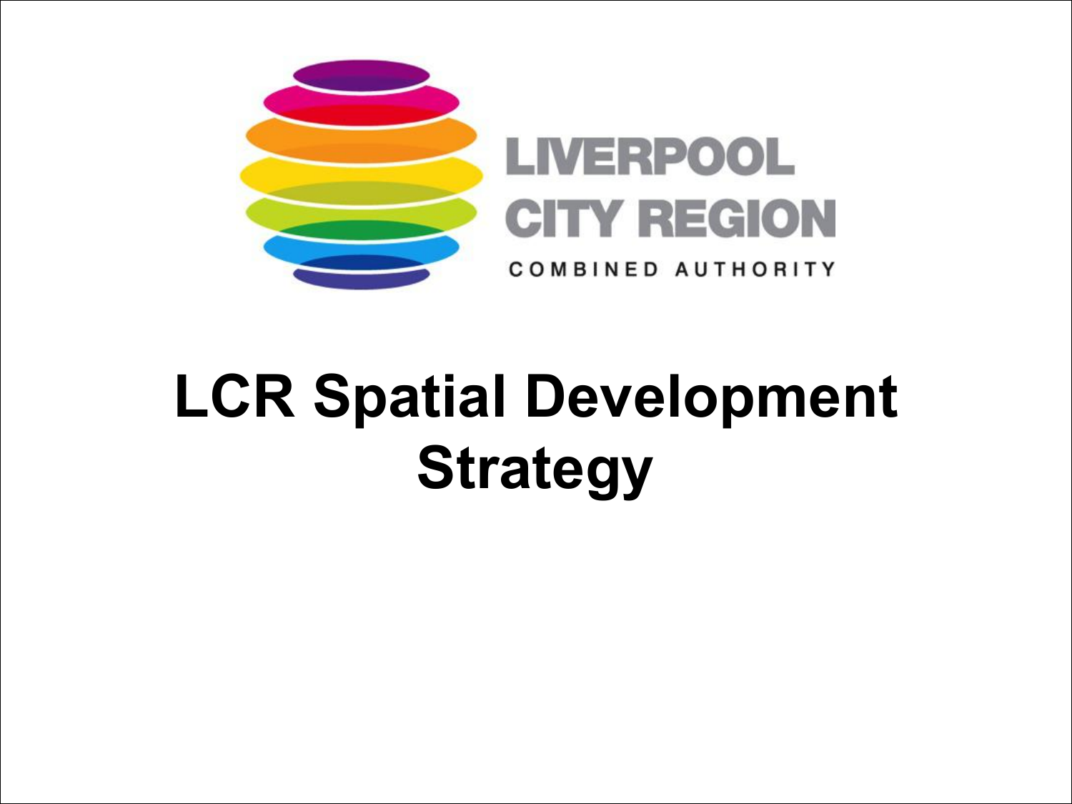LIVERPOOL CITY REGION

COMBINED AUTHORITY

# LCR Spatial Development Strategy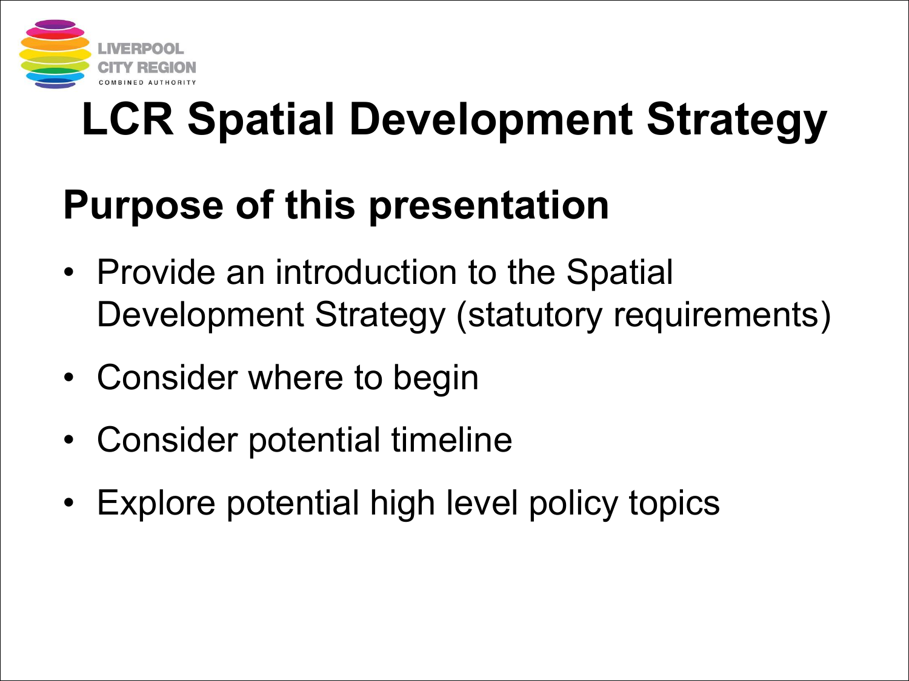# LCR Spatial Development Strategy

## Purpose of this presentation

- Provide an introduction to the Spatial Development Strategy (statutory requirements)
- Consider where to begin
- Consider potential timeline
- Explore potential high level policy topics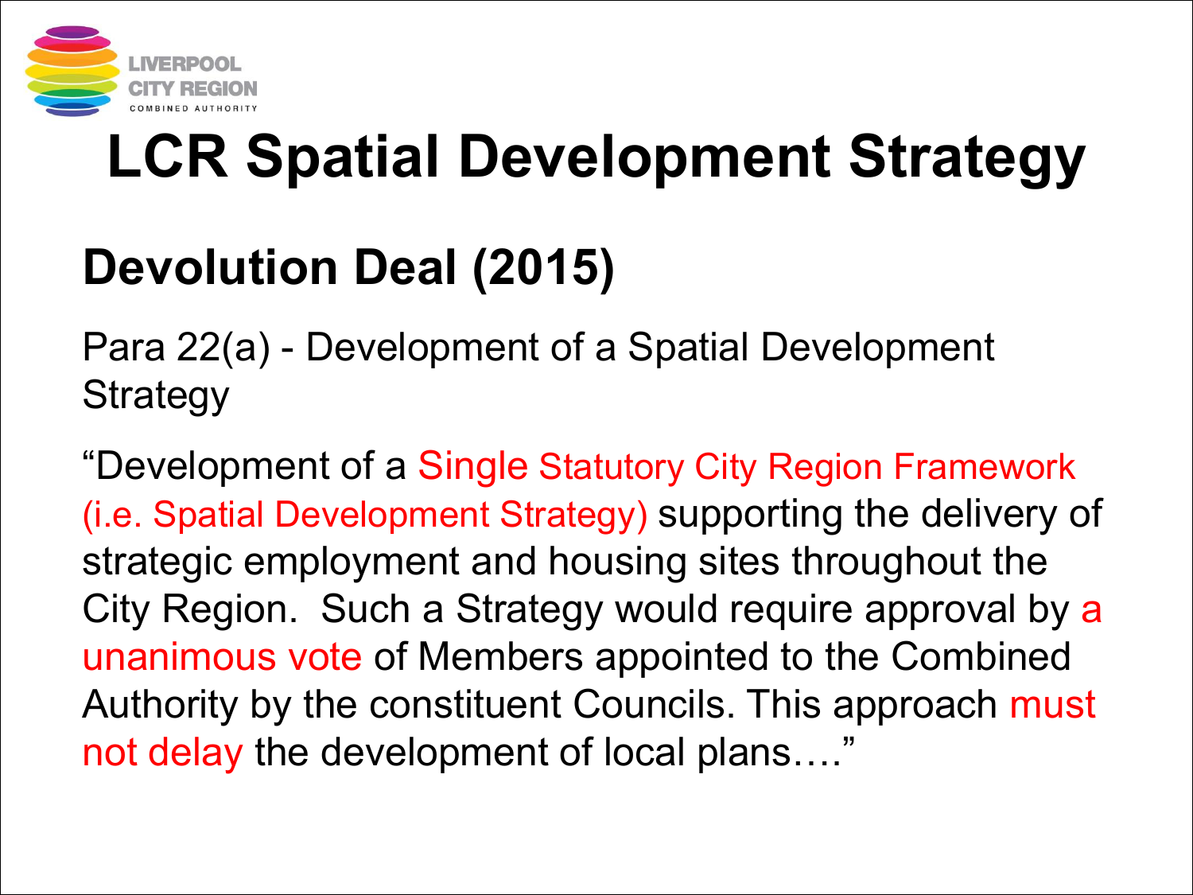# LCR Spatial Development Strategy

## Devolution Deal (2015)

Para 22(a) - Development of a Spatial Development Strategy

"Development of a Single Statutory City Region Framework (i.e. Spatial Development Strategy) supporting the delivery of strategic employment and housing sites throughout the City Region. Such a Strategy would require approval by a unanimous vote of Members appointed to the Combined Authority by the constituent Councils. This approach must not delay the development of local plans…."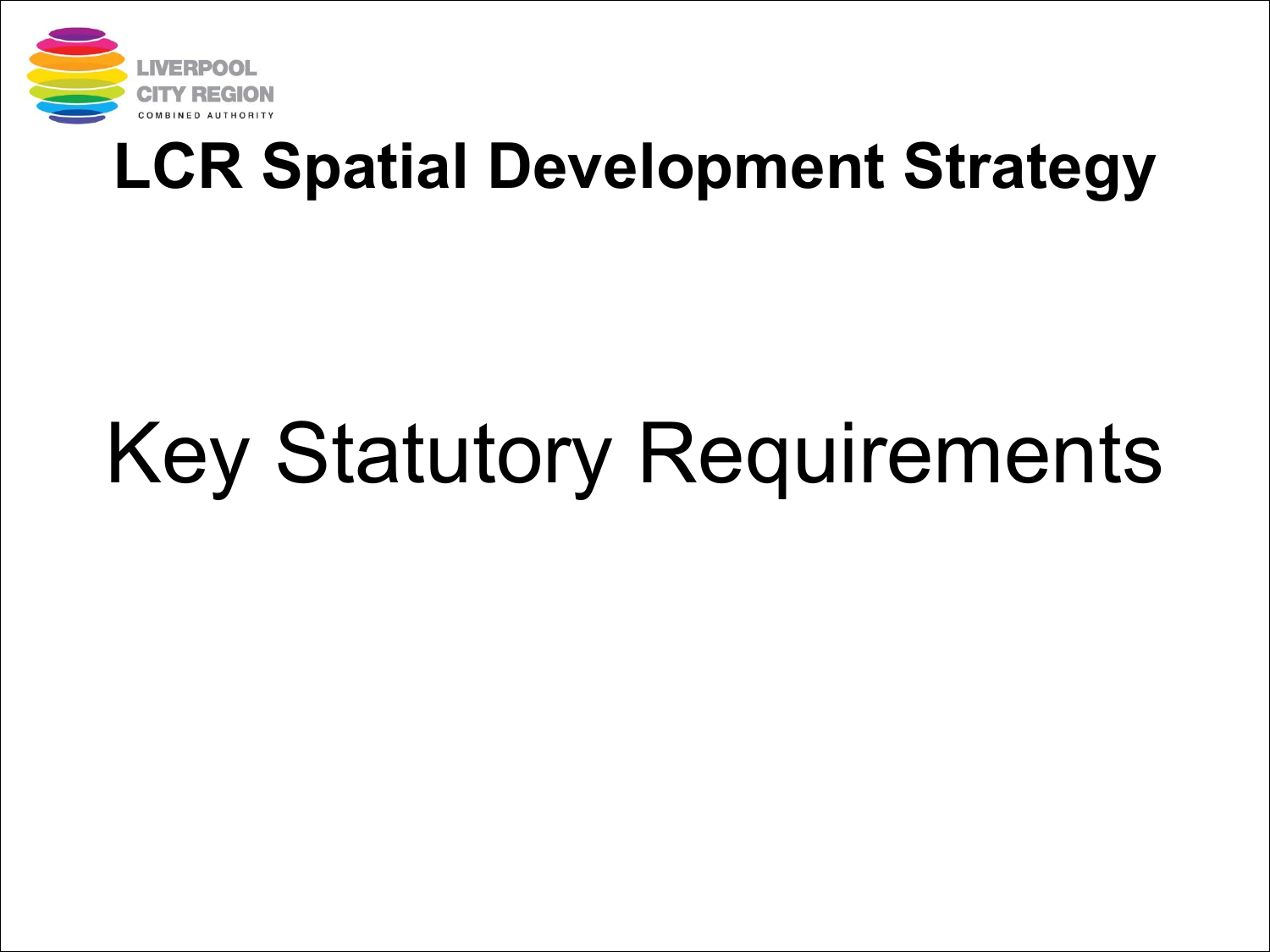# LCR Spatial Development Strategy

## Key Statutory Requirements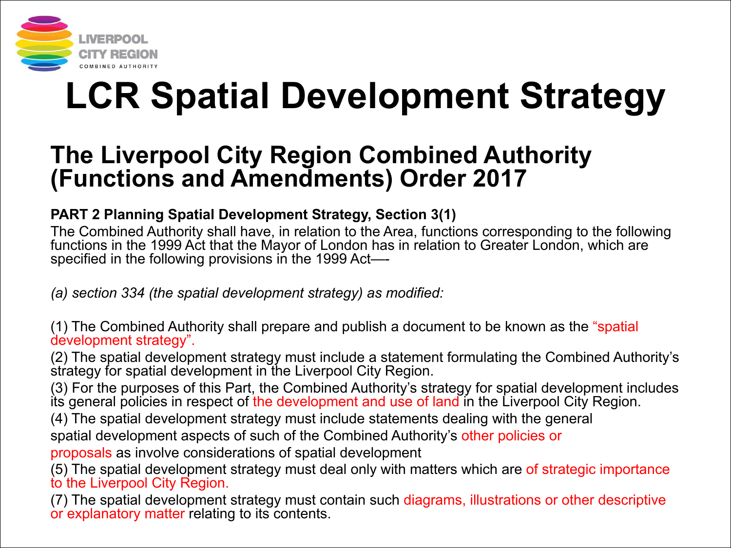# LCR Spatial Development Strategy

## The Liverpool City Region Combined Authority (Functions and Amendments) Order 2017

**PART 2 Planning Spatial Development Strategy, Section 3(1)**

The Combined Authority shall have, in relation to the Area, functions corresponding to the following functions in the 1999 Act that the Mayor of London has in relation to Greater London, which are specified in the following provisions in the 1999 Act—-

*(a) section 334 (the spatial development strategy) as modified:*

(1) The Combined Authority shall prepare and publish a document to be known as the "spatial development strategy".

(2) The spatial development strategy must include a statement formulating the Combined Authority's strategy for spatial development in the Liverpool City Region.

(3) For the purposes of this Part, the Combined Authority's strategy for spatial development includes its general policies in respect of the development and use of land in the Liverpool City Region.

(4) The spatial development strategy must include statements dealing with the general spatial development aspects of such of the Combined Authority's other policies or proposals as involve considerations of spatial development

(5) The spatial development strategy must deal only with matters which are of strategic importance to the Liverpool City Region.

(7) The spatial development strategy must contain such diagrams, illustrations or other descriptive or explanatory matter relating to its contents.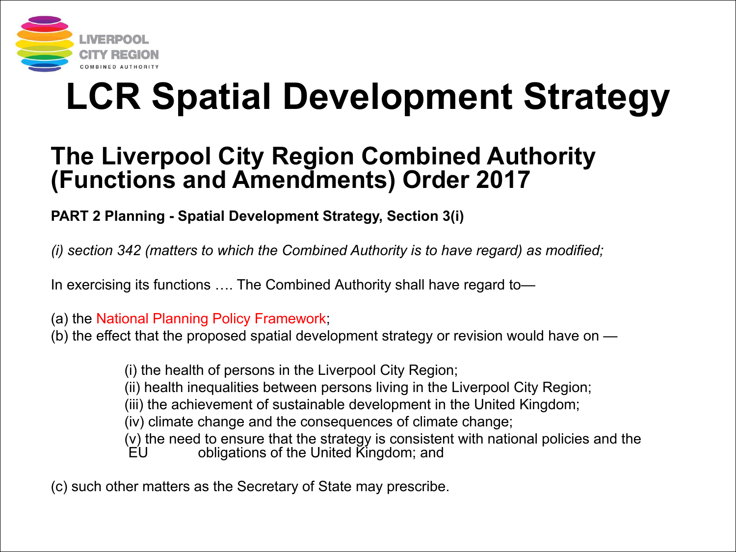# LCR Spatial Development Strategy

## The Liverpool City Region Combined Authority (Functions and Amendments) Order 2017

**PART 2 Planning - Spatial Development Strategy, Section 3(i)**

*(i) section 342 (matters to which the Combined Authority is to have regard) as modified;*

In exercising its functions …. The Combined Authority shall have regard to—

(a) the National Planning Policy Framework;
(b) the effect that the proposed spatial development strategy or revision would have on —

- (i) the health of persons in the Liverpool City Region;
- (ii) health inequalities between persons living in the Liverpool City Region;
- (iii) the achievement of sustainable development in the United Kingdom;
- (iv) climate change and the consequences of climate change;
- (v) the need to ensure that the strategy is consistent with national policies and the EU obligations of the United Kingdom; and

(c) such other matters as the Secretary of State may prescribe.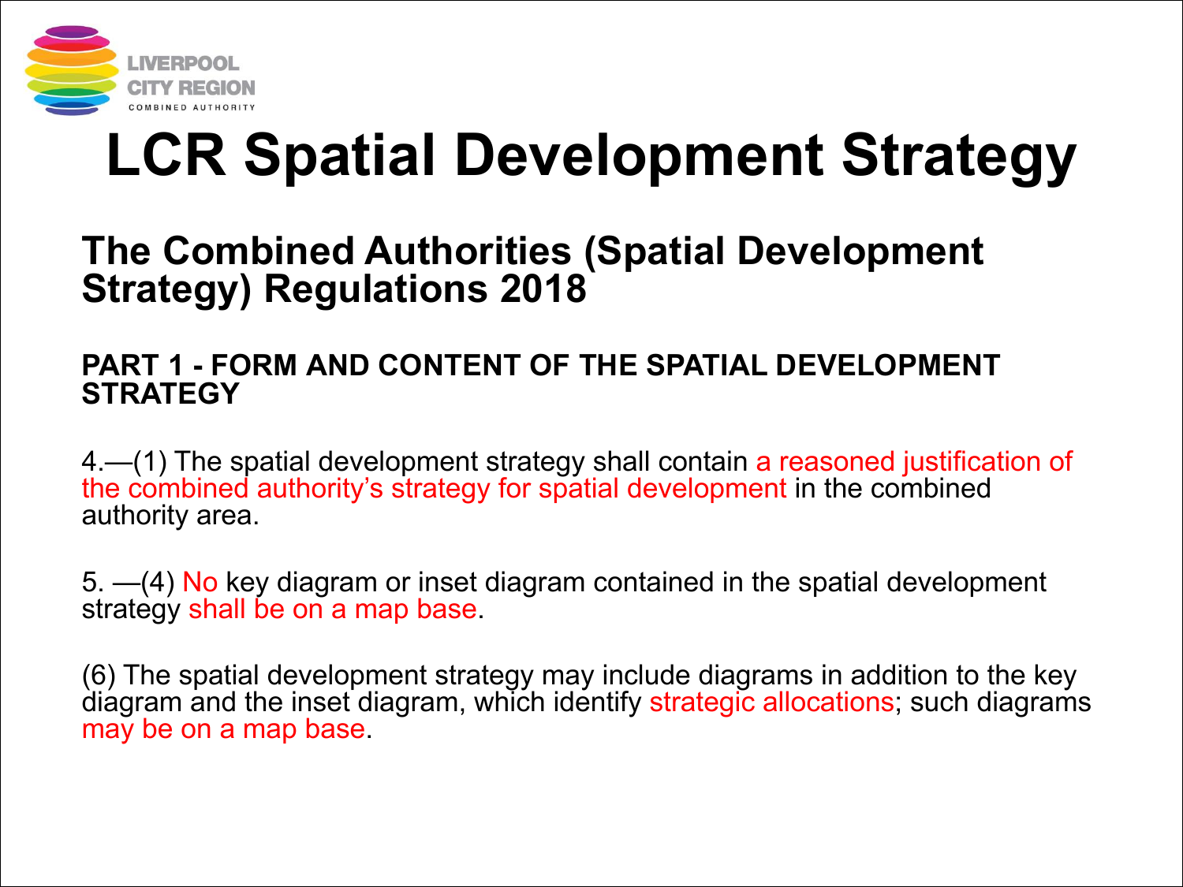# LCR Spatial Development Strategy

## The Combined Authorities (Spatial Development Strategy) Regulations 2018

### PART 1 - FORM AND CONTENT OF THE SPATIAL DEVELOPMENT STRATEGY

4.—(1) The spatial development strategy shall contain a reasoned justification of the combined authority's strategy for spatial development in the combined authority area.

5. —(4) No key diagram or inset diagram contained in the spatial development strategy shall be on a map base.

(6) The spatial development strategy may include diagrams in addition to the key diagram and the inset diagram, which identify strategic allocations; such diagrams may be on a map base.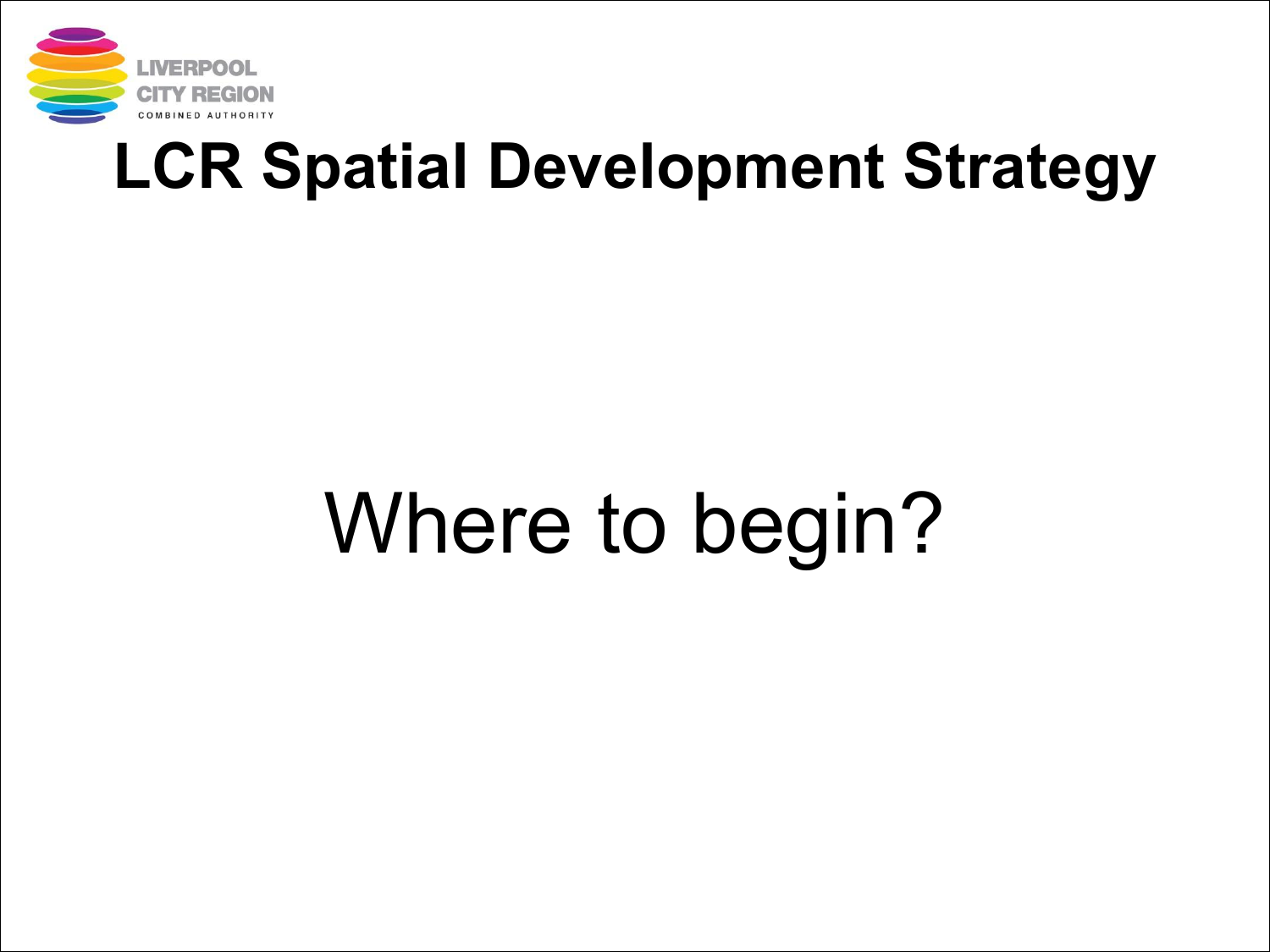# LCR Spatial Development Strategy

Where to begin?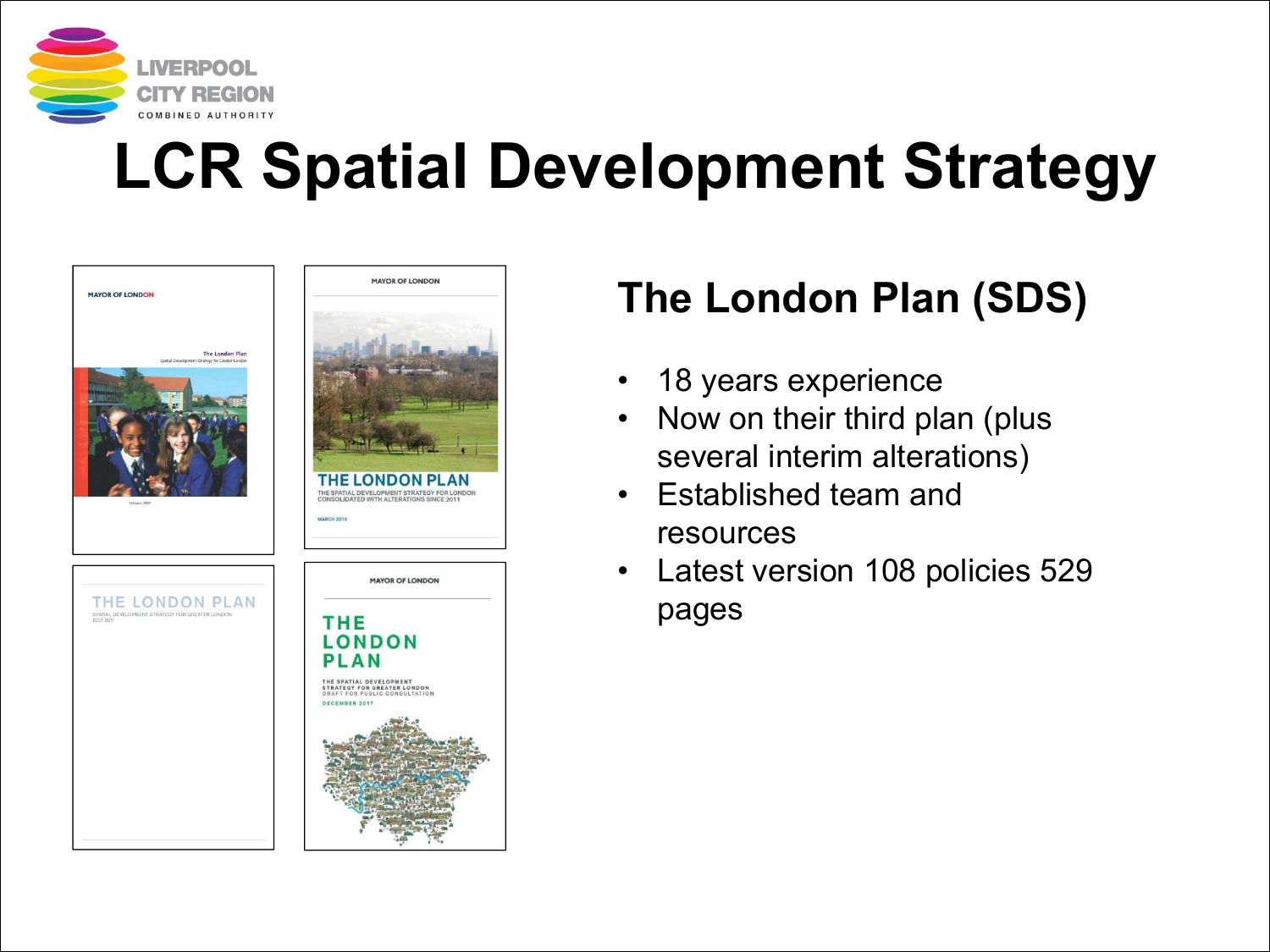# LCR Spatial Development Strategy

## The London Plan (SDS)

- 18 years experience
- Now on their third plan (plus several interim alterations)
- Established team and resources
- Latest version 108 policies 529 pages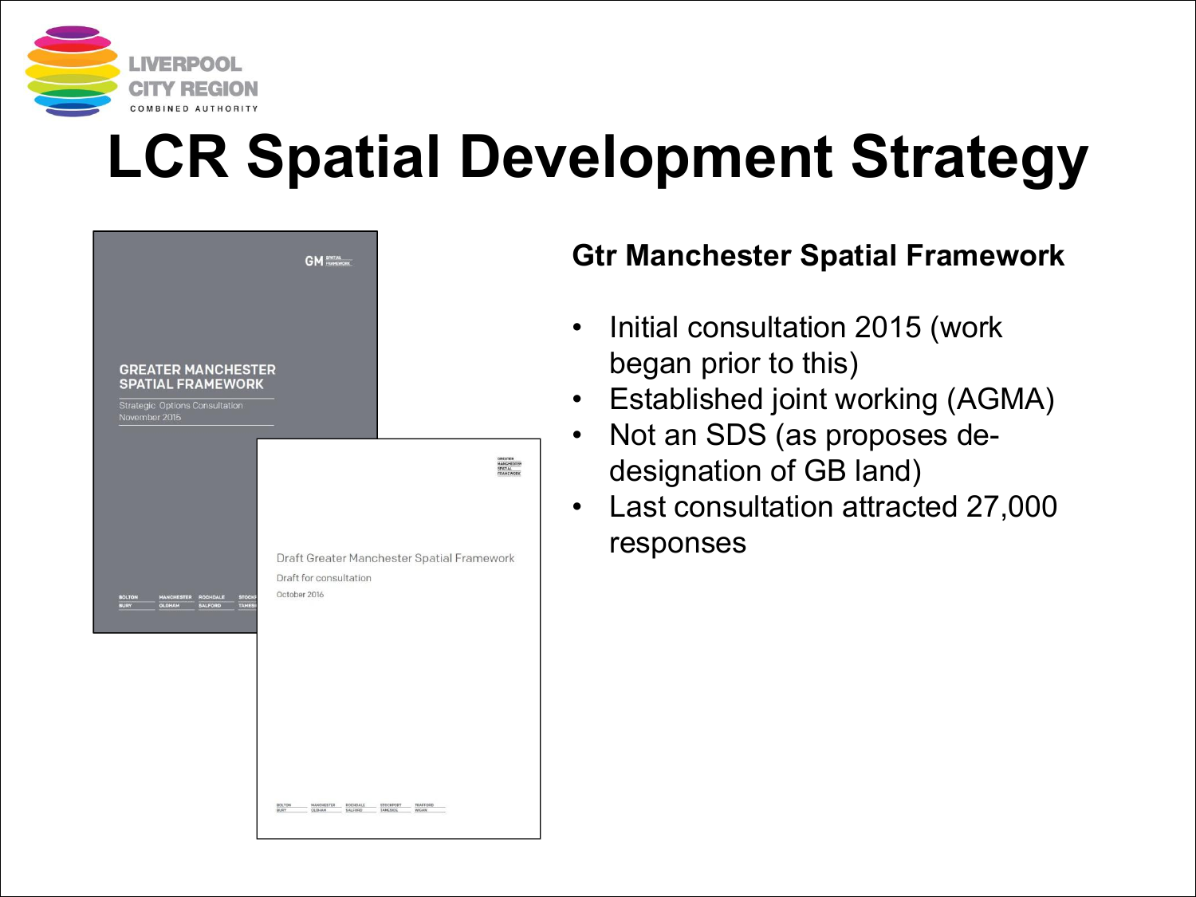# LCR Spatial Development Strategy

## Gtr Manchester Spatial Framework

- Initial consultation 2015 (work began prior to this)
- Established joint working (AGMA)
- Not an SDS (as proposes de-designation of GB land)
- Last consultation attracted 27,000 responses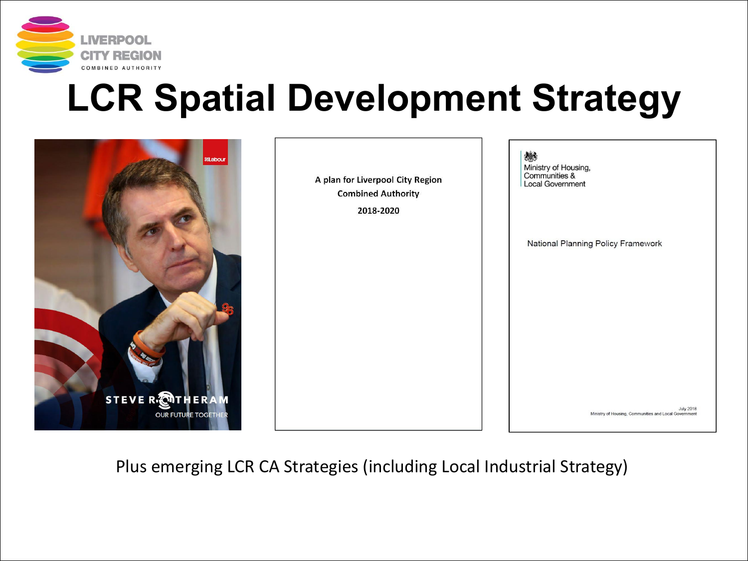LIVERPOOL CITY REGION
COMBINED AUTHORITY

# LCR Spatial Development Strategy

STEVE ROTHERAM
OUR FUTURE TOGETHER

A plan for Liverpool City Region Combined Authority
2018-2020

Ministry of Housing, Communities & Local Government

National Planning Policy Framework

July 2018
Ministry of Housing, Communities and Local Government

Plus emerging LCR CA Strategies (including Local Industrial Strategy)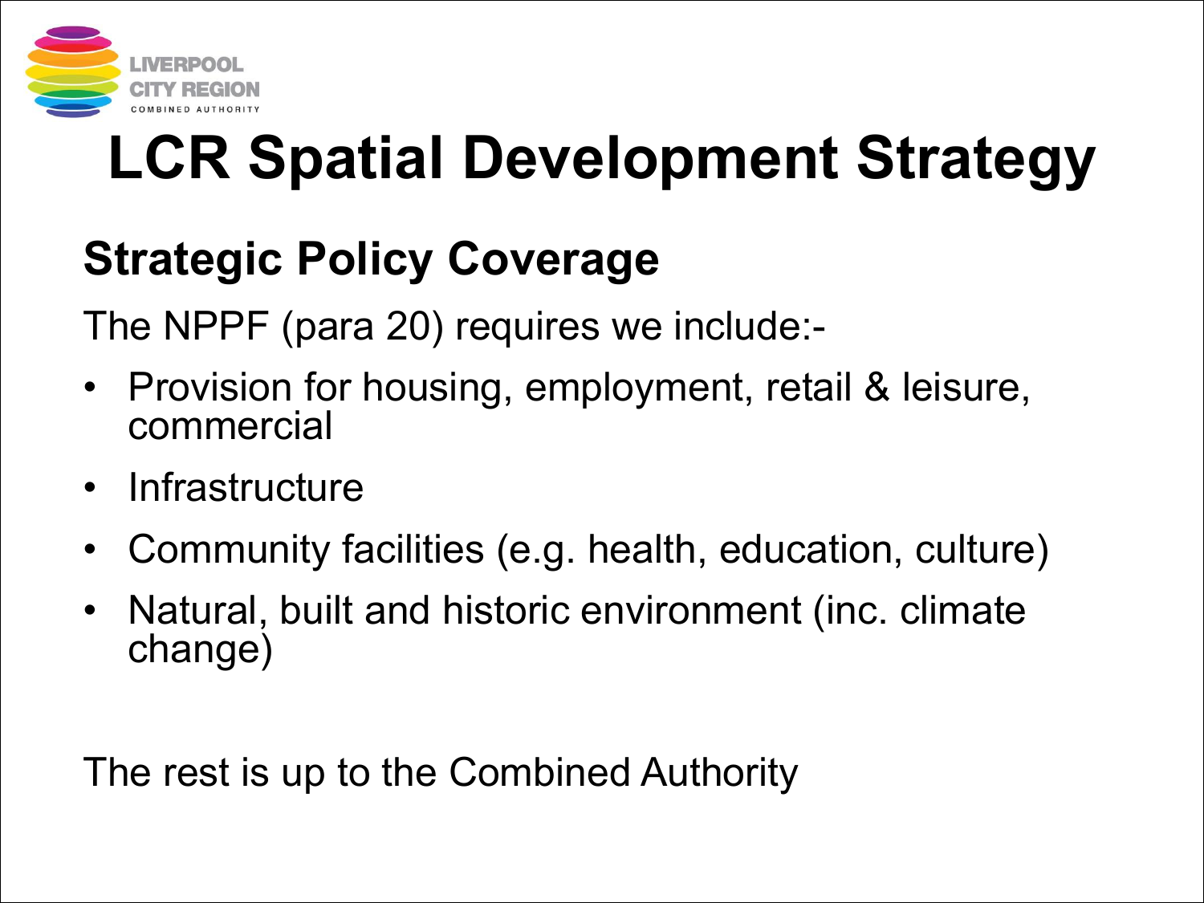# LCR Spatial Development Strategy

## Strategic Policy Coverage

The NPPF (para 20) requires we include:-

- Provision for housing, employment, retail & leisure, commercial
- Infrastructure
- Community facilities (e.g. health, education, culture)
- Natural, built and historic environment (inc. climate change)

The rest is up to the Combined Authority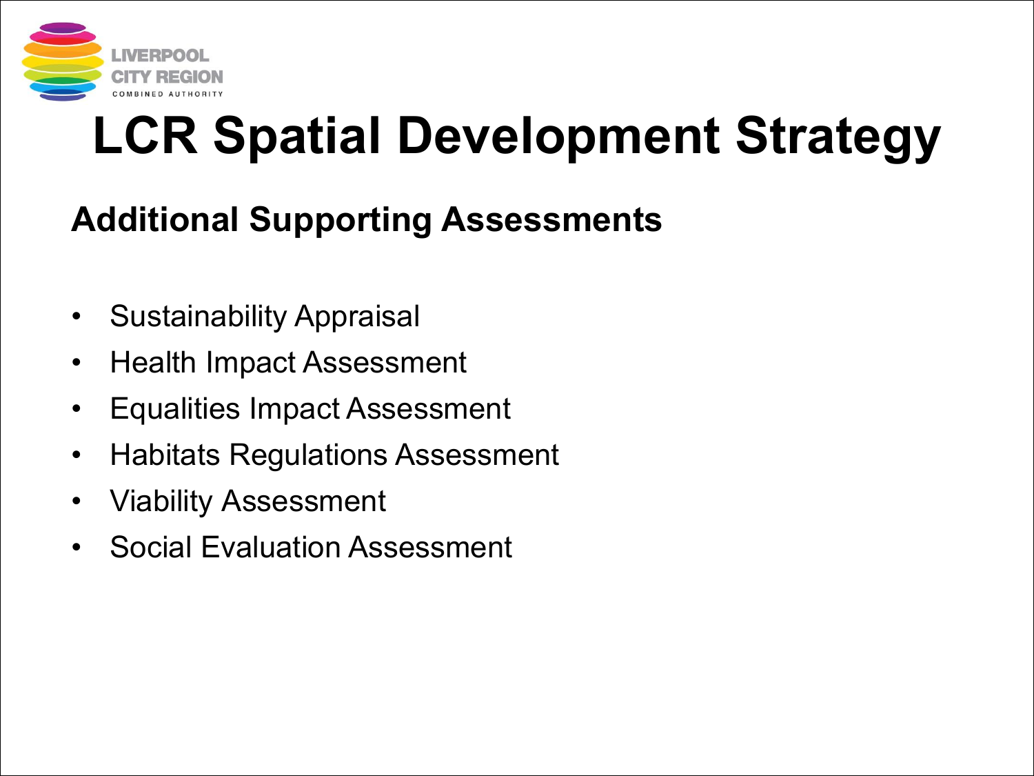# LCR Spatial Development Strategy

## Additional Supporting Assessments

- Sustainability Appraisal
- Health Impact Assessment
- Equalities Impact Assessment
- Habitats Regulations Assessment
- Viability Assessment
- Social Evaluation Assessment